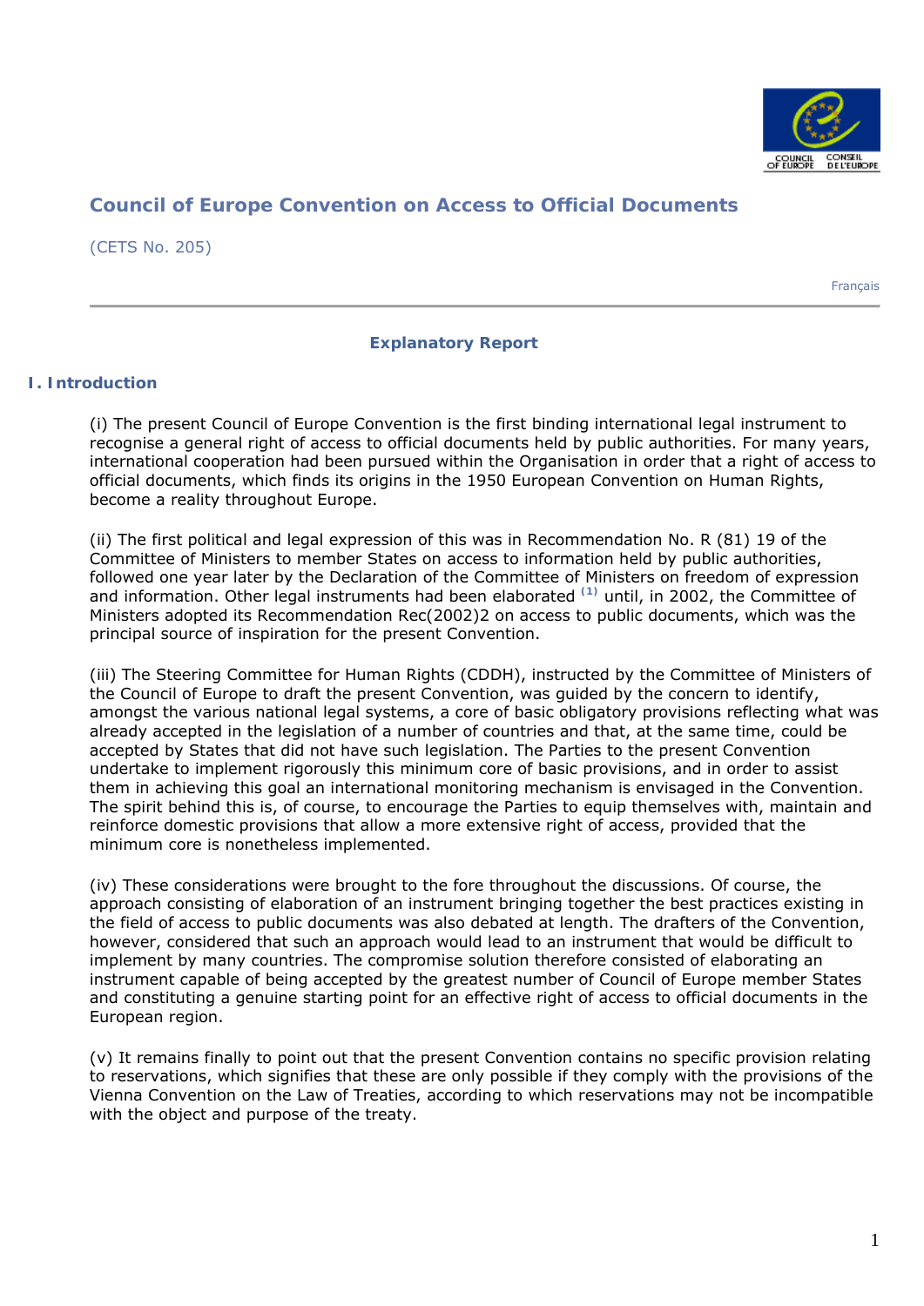# Council of Europe Convention on Access to Official Documents

(CETS No. 205)

Français

## Explanatory Report

### I. Introduction

(i) The present Council of Europe Convention is the first binding international legal instrument to recognise a general right of access to official documents held by public authorities. For many years, international cooperation had been pursued within the Organisation in order that a right of access to official documents, which finds its origins in the 1950 European Convention on Human Rights, become a reality throughout Europe.

(ii) The first political and legal expression of this was in Recommendation No. R (81) 19 of the Committee of Ministers to member States on access to information held by public authorities, followed one year later by the Declaration of the Committee of Ministers on freedom of expression and information. Other legal instruments had been elaborated [(1)] until, in 2002, the Committee of Ministers adopted its Recommendation Rec(2002)2 on access to public documents, which was the principal source of inspiration for the present Convention.

(iii) The Steering Committee for Human Rights (CDDH), instructed by the Committee of Ministers of the Council of Europe to draft the present Convention, was guided by the concern to identify, amongst the various national legal systems, a core of basic obligatory provisions reflecting what was already accepted in the legislation of a number of countries and that, at the same time, could be accepted by States that did not have such legislation. The Parties to the present Convention undertake to implement rigorously this minimum core of basic provisions, and in order to assist them in achieving this goal an international monitoring mechanism is envisaged in the Convention. The spirit behind this is, of course, to encourage the Parties to equip themselves with, maintain and reinforce domestic provisions that allow a more extensive right of access, provided that the minimum core is nonetheless implemented.

(iv) These considerations were brought to the fore throughout the discussions. Of course, the approach consisting of elaboration of an instrument bringing together the best practices existing in the field of access to public documents was also debated at length. The drafters of the Convention, however, considered that such an approach would lead to an instrument that would be difficult to implement by many countries. The compromise solution therefore consisted of elaborating an instrument capable of being accepted by the greatest number of Council of Europe member States and constituting a genuine starting point for an effective right of access to official documents in the European region.

(v) It remains finally to point out that the present Convention contains no specific provision relating to reservations, which signifies that these are only possible if they comply with the provisions of the Vienna Convention on the Law of Treaties, according to which reservations may not be incompatible with the object and purpose of the treaty.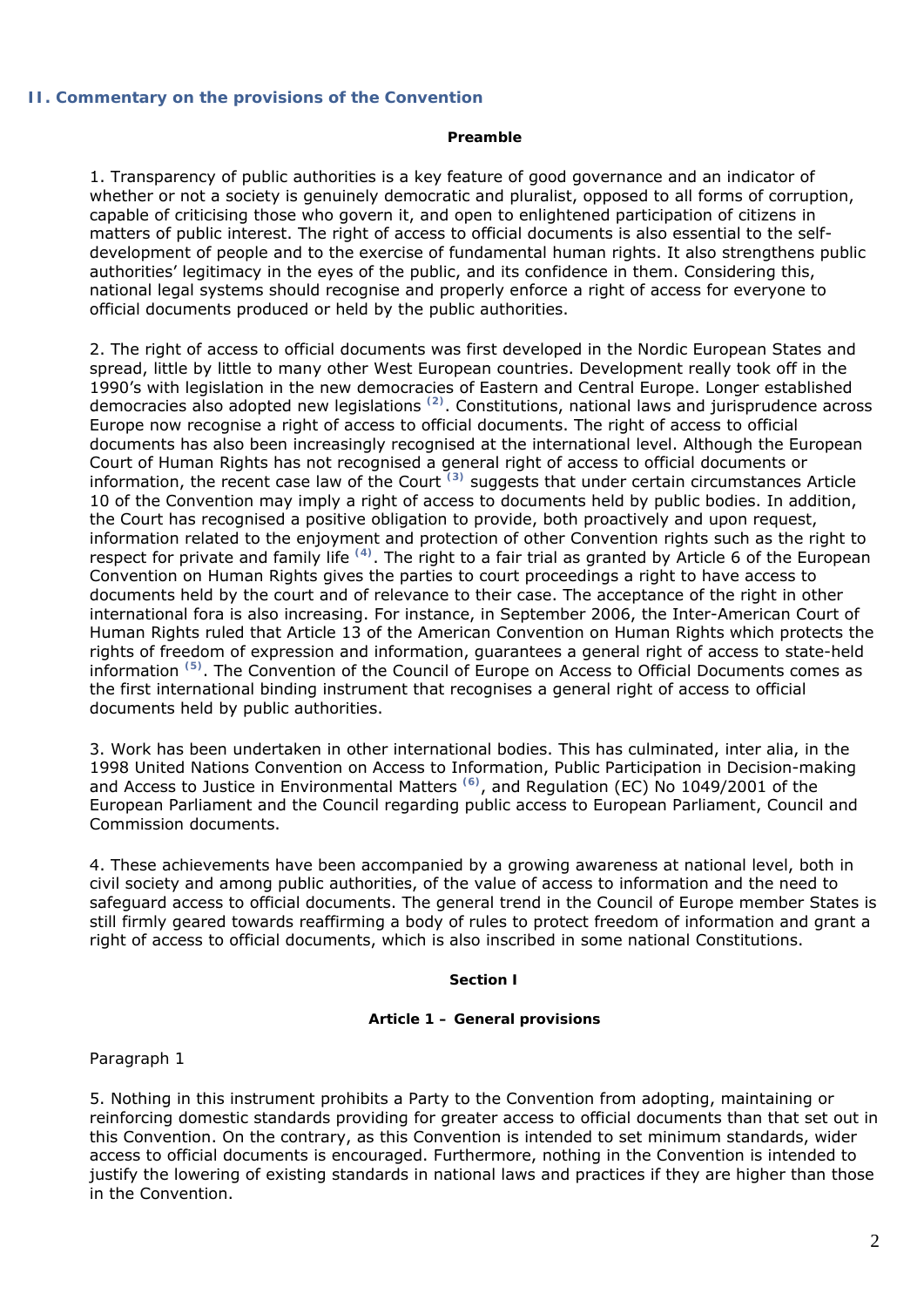## II. Commentary on the provisions of the Convention

### Preamble

1. Transparency of public authorities is a key feature of good governance and an indicator of whether or not a society is genuinely democratic and pluralist, opposed to all forms of corruption, capable of criticising those who govern it, and open to enlightened participation of citizens in matters of public interest. The right of access to official documents is also essential to the self-development of people and to the exercise of fundamental human rights. It also strengthens public authorities' legitimacy in the eyes of the public, and its confidence in them. Considering this, national legal systems should recognise and properly enforce a right of access for everyone to official documents produced or held by the public authorities.

2. The right of access to official documents was first developed in the Nordic European States and spread, little by little to many other West European countries. Development really took off in the 1990's with legislation in the new democracies of Eastern and Central Europe. Longer established democracies also adopted new legislations [(2)]. Constitutions, national laws and jurisprudence across Europe now recognise a right of access to official documents. The right of access to official documents has also been increasingly recognised at the international level. Although the European Court of Human Rights has not recognised a general right of access to official documents or information, the recent case law of the Court [(3)] suggests that under certain circumstances Article 10 of the Convention may imply a right of access to documents held by public bodies. In addition, the Court has recognised a positive obligation to provide, both proactively and upon request, information related to the enjoyment and protection of other Convention rights such as the right to respect for private and family life [(4)]. The right to a fair trial as granted by Article 6 of the European Convention on Human Rights gives the parties to court proceedings a right to have access to documents held by the court and of relevance to their case. The acceptance of the right in other international fora is also increasing. For instance, in September 2006, the Inter-American Court of Human Rights ruled that Article 13 of the American Convention on Human Rights which protects the rights of freedom of expression and information, guarantees a general right of access to state-held information [(5)]. The Convention of the Council of Europe on Access to Official Documents comes as the first international binding instrument that recognises a general right of access to official documents held by public authorities.

3. Work has been undertaken in other international bodies. This has culminated, inter alia, in the 1998 United Nations Convention on Access to Information, Public Participation in Decision-making and Access to Justice in Environmental Matters [(6)], and Regulation (EC) No 1049/2001 of the European Parliament and the Council regarding public access to European Parliament, Council and Commission documents.

4. These achievements have been accompanied by a growing awareness at national level, both in civil society and among public authorities, of the value of access to information and the need to safeguard access to official documents. The general trend in the Council of Europe member States is still firmly geared towards reaffirming a body of rules to protect freedom of information and grant a right of access to official documents, which is also inscribed in some national Constitutions.

### Section I

#### Article 1 – General provisions

Paragraph 1

5. Nothing in this instrument prohibits a Party to the Convention from adopting, maintaining or reinforcing domestic standards providing for greater access to official documents than that set out in this Convention. On the contrary, as this Convention is intended to set minimum standards, wider access to official documents is encouraged. Furthermore, nothing in the Convention is intended to justify the lowering of existing standards in national laws and practices if they are higher than those in the Convention.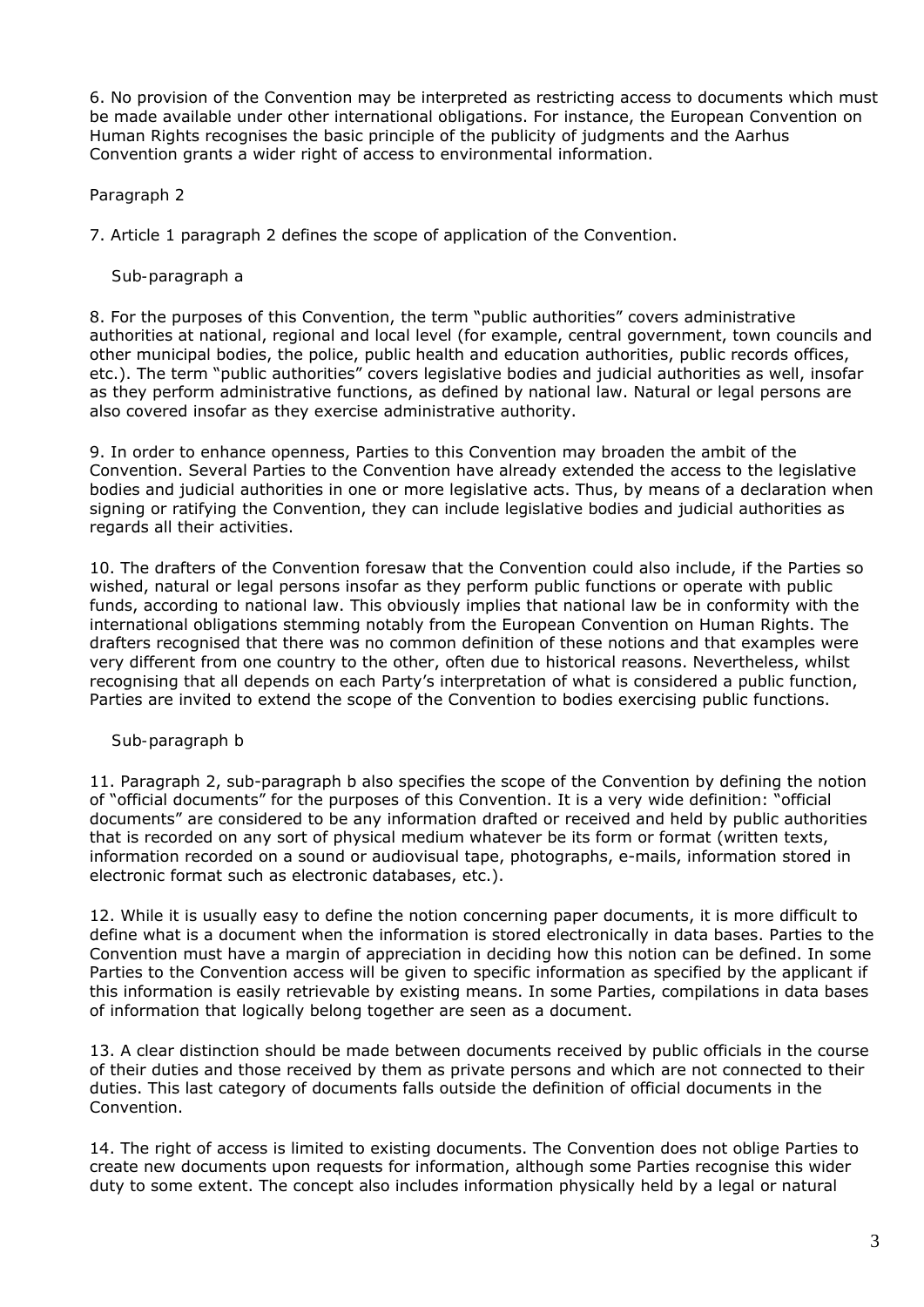6. No provision of the Convention may be interpreted as restricting access to documents which must be made available under other international obligations. For instance, the European Convention on Human Rights recognises the basic principle of the publicity of judgments and the Aarhus Convention grants a wider right of access to environmental information.

Paragraph 2

7. Article 1 paragraph 2 defines the scope of application of the Convention.

Sub-paragraph a

8. For the purposes of this Convention, the term "public authorities" covers administrative authorities at national, regional and local level (for example, central government, town councils and other municipal bodies, the police, public health and education authorities, public records offices, etc.). The term "public authorities" covers legislative bodies and judicial authorities as well, insofar as they perform administrative functions, as defined by national law. Natural or legal persons are also covered insofar as they exercise administrative authority.

9. In order to enhance openness, Parties to this Convention may broaden the ambit of the Convention. Several Parties to the Convention have already extended the access to the legislative bodies and judicial authorities in one or more legislative acts. Thus, by means of a declaration when signing or ratifying the Convention, they can include legislative bodies and judicial authorities as regards all their activities.

10. The drafters of the Convention foresaw that the Convention could also include, if the Parties so wished, natural or legal persons insofar as they perform public functions or operate with public funds, according to national law. This obviously implies that national law be in conformity with the international obligations stemming notably from the European Convention on Human Rights. The drafters recognised that there was no common definition of these notions and that examples were very different from one country to the other, often due to historical reasons. Nevertheless, whilst recognising that all depends on each Party's interpretation of what is considered a public function, Parties are invited to extend the scope of the Convention to bodies exercising public functions.

Sub-paragraph b

11. Paragraph 2, sub-paragraph b also specifies the scope of the Convention by defining the notion of "official documents" for the purposes of this Convention. It is a very wide definition: "official documents" are considered to be any information drafted or received and held by public authorities that is recorded on any sort of physical medium whatever be its form or format (written texts, information recorded on a sound or audiovisual tape, photographs, e-mails, information stored in electronic format such as electronic databases, etc.).

12. While it is usually easy to define the notion concerning paper documents, it is more difficult to define what is a document when the information is stored electronically in data bases. Parties to the Convention must have a margin of appreciation in deciding how this notion can be defined. In some Parties to the Convention access will be given to specific information as specified by the applicant if this information is easily retrievable by existing means. In some Parties, compilations in data bases of information that logically belong together are seen as a document.

13. A clear distinction should be made between documents received by public officials in the course of their duties and those received by them as private persons and which are not connected to their duties. This last category of documents falls outside the definition of official documents in the Convention.

14. The right of access is limited to existing documents. The Convention does not oblige Parties to create new documents upon requests for information, although some Parties recognise this wider duty to some extent. The concept also includes information physically held by a legal or natural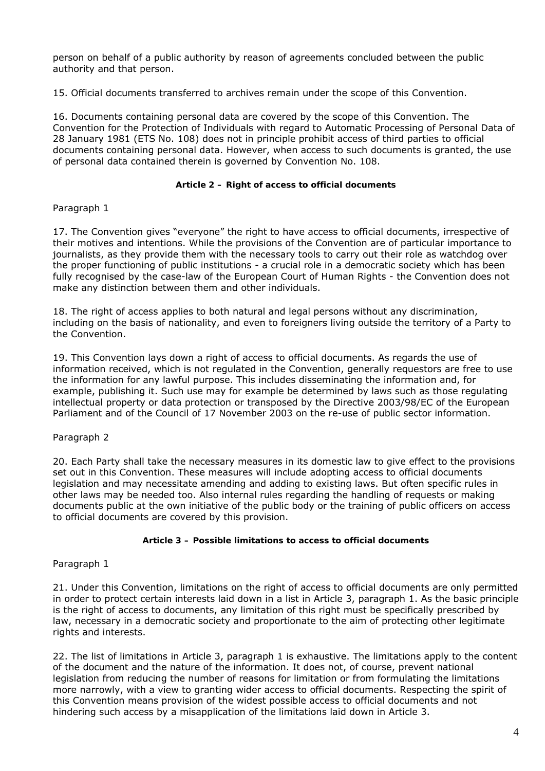person on behalf of a public authority by reason of agreements concluded between the public authority and that person.

15. Official documents transferred to archives remain under the scope of this Convention.

16. Documents containing personal data are covered by the scope of this Convention. The Convention for the Protection of Individuals with regard to Automatic Processing of Personal Data of 28 January 1981 (ETS No. 108) does not in principle prohibit access of third parties to official documents containing personal data. However, when access to such documents is granted, the use of personal data contained therein is governed by Convention No. 108.

### Article 2 – Right of access to official documents

Paragraph 1

17. The Convention gives "everyone" the right to have access to official documents, irrespective of their motives and intentions. While the provisions of the Convention are of particular importance to journalists, as they provide them with the necessary tools to carry out their role as watchdog over the proper functioning of public institutions - a crucial role in a democratic society which has been fully recognised by the case-law of the European Court of Human Rights - the Convention does not make any distinction between them and other individuals.

18. The right of access applies to both natural and legal persons without any discrimination, including on the basis of nationality, and even to foreigners living outside the territory of a Party to the Convention.

19. This Convention lays down a right of access to official documents. As regards the use of information received, which is not regulated in the Convention, generally requestors are free to use the information for any lawful purpose. This includes disseminating the information and, for example, publishing it. Such use may for example be determined by laws such as those regulating intellectual property or data protection or transposed by the Directive 2003/98/EC of the European Parliament and of the Council of 17 November 2003 on the re-use of public sector information.

Paragraph 2

20. Each Party shall take the necessary measures in its domestic law to give effect to the provisions set out in this Convention. These measures will include adopting access to official documents legislation and may necessitate amending and adding to existing laws. But often specific rules in other laws may be needed too. Also internal rules regarding the handling of requests or making documents public at the own initiative of the public body or the training of public officers on access to official documents are covered by this provision.

### Article 3 – Possible limitations to access to official documents

Paragraph 1

21. Under this Convention, limitations on the right of access to official documents are only permitted in order to protect certain interests laid down in a list in Article 3, paragraph 1. As the basic principle is the right of access to documents, any limitation of this right must be specifically prescribed by law, necessary in a democratic society and proportionate to the aim of protecting other legitimate rights and interests.

22. The list of limitations in Article 3, paragraph 1 is exhaustive. The limitations apply to the content of the document and the nature of the information. It does not, of course, prevent national legislation from reducing the number of reasons for limitation or from formulating the limitations more narrowly, with a view to granting wider access to official documents. Respecting the spirit of this Convention means provision of the widest possible access to official documents and not hindering such access by a misapplication of the limitations laid down in Article 3.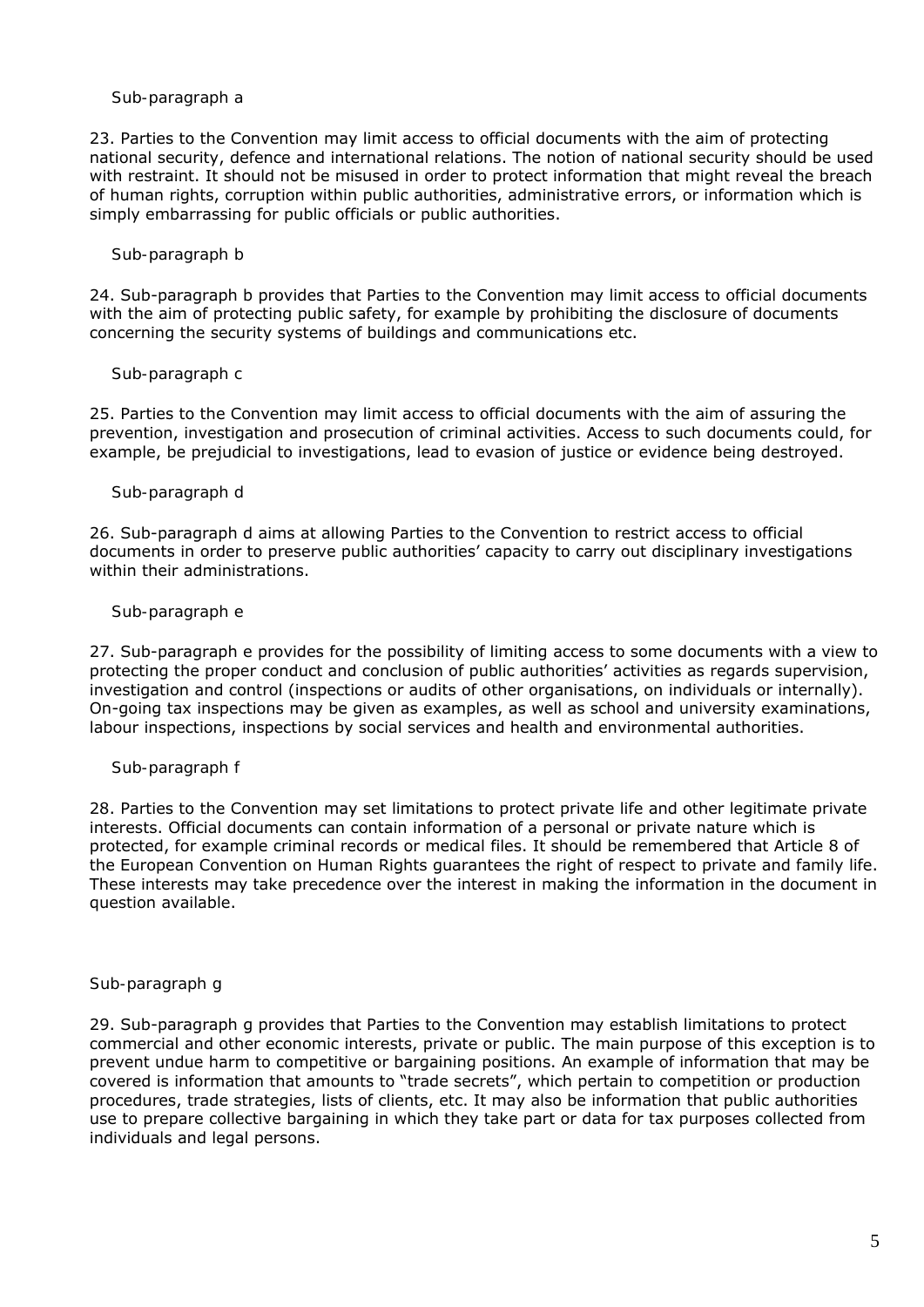Sub-paragraph a

23. Parties to the Convention may limit access to official documents with the aim of protecting national security, defence and international relations. The notion of national security should be used with restraint. It should not be misused in order to protect information that might reveal the breach of human rights, corruption within public authorities, administrative errors, or information which is simply embarrassing for public officials or public authorities.

Sub-paragraph b

24. Sub-paragraph b provides that Parties to the Convention may limit access to official documents with the aim of protecting public safety, for example by prohibiting the disclosure of documents concerning the security systems of buildings and communications etc.

Sub-paragraph c

25. Parties to the Convention may limit access to official documents with the aim of assuring the prevention, investigation and prosecution of criminal activities. Access to such documents could, for example, be prejudicial to investigations, lead to evasion of justice or evidence being destroyed.

Sub-paragraph d

26. Sub-paragraph d aims at allowing Parties to the Convention to restrict access to official documents in order to preserve public authorities' capacity to carry out disciplinary investigations within their administrations.

Sub-paragraph e

27. Sub-paragraph e provides for the possibility of limiting access to some documents with a view to protecting the proper conduct and conclusion of public authorities' activities as regards supervision, investigation and control (inspections or audits of other organisations, on individuals or internally). On-going tax inspections may be given as examples, as well as school and university examinations, labour inspections, inspections by social services and health and environmental authorities.

Sub-paragraph f

28. Parties to the Convention may set limitations to protect private life and other legitimate private interests. Official documents can contain information of a personal or private nature which is protected, for example criminal records or medical files. It should be remembered that Article 8 of the European Convention on Human Rights guarantees the right of respect to private and family life. These interests may take precedence over the interest in making the information in the document in question available.

Sub-paragraph g

29. Sub-paragraph g provides that Parties to the Convention may establish limitations to protect commercial and other economic interests, private or public. The main purpose of this exception is to prevent undue harm to competitive or bargaining positions. An example of information that may be covered is information that amounts to "trade secrets", which pertain to competition or production procedures, trade strategies, lists of clients, etc. It may also be information that public authorities use to prepare collective bargaining in which they take part or data for tax purposes collected from individuals and legal persons.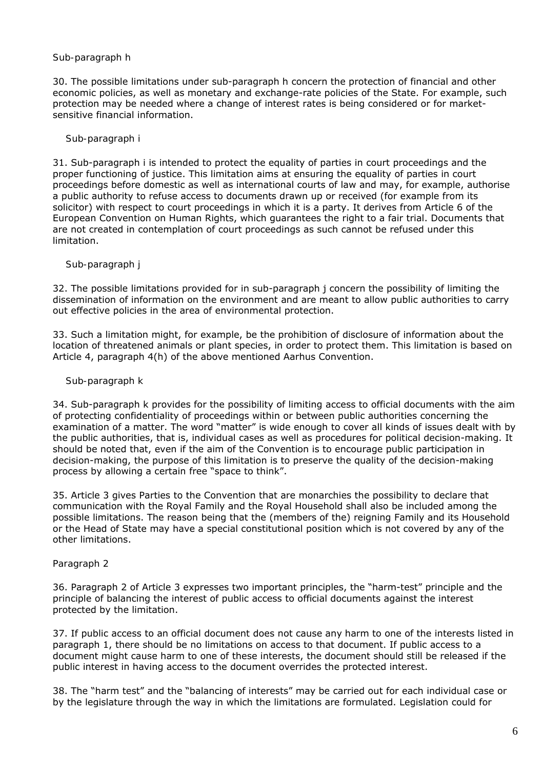Sub-paragraph h

30. The possible limitations under sub-paragraph h concern the protection of financial and other economic policies, as well as monetary and exchange-rate policies of the State. For example, such protection may be needed where a change of interest rates is being considered or for market-sensitive financial information.

Sub-paragraph i

31. Sub-paragraph i is intended to protect the equality of parties in court proceedings and the proper functioning of justice. This limitation aims at ensuring the equality of parties in court proceedings before domestic as well as international courts of law and may, for example, authorise a public authority to refuse access to documents drawn up or received (for example from its solicitor) with respect to court proceedings in which it is a party. It derives from Article 6 of the European Convention on Human Rights, which guarantees the right to a fair trial. Documents that are not created in contemplation of court proceedings as such cannot be refused under this limitation.

Sub-paragraph j

32. The possible limitations provided for in sub-paragraph j concern the possibility of limiting the dissemination of information on the environment and are meant to allow public authorities to carry out effective policies in the area of environmental protection.

33. Such a limitation might, for example, be the prohibition of disclosure of information about the location of threatened animals or plant species, in order to protect them. This limitation is based on Article 4, paragraph 4(h) of the above mentioned Aarhus Convention.

Sub-paragraph k

34. Sub-paragraph k provides for the possibility of limiting access to official documents with the aim of protecting confidentiality of proceedings within or between public authorities concerning the examination of a matter. The word "matter" is wide enough to cover all kinds of issues dealt with by the public authorities, that is, individual cases as well as procedures for political decision-making. It should be noted that, even if the aim of the Convention is to encourage public participation in decision-making, the purpose of this limitation is to preserve the quality of the decision-making process by allowing a certain free "space to think".

35. Article 3 gives Parties to the Convention that are monarchies the possibility to declare that communication with the Royal Family and the Royal Household shall also be included among the possible limitations. The reason being that the (members of the) reigning Family and its Household or the Head of State may have a special constitutional position which is not covered by any of the other limitations.

Paragraph 2

36. Paragraph 2 of Article 3 expresses two important principles, the "harm-test" principle and the principle of balancing the interest of public access to official documents against the interest protected by the limitation.

37. If public access to an official document does not cause any harm to one of the interests listed in paragraph 1, there should be no limitations on access to that document. If public access to a document might cause harm to one of these interests, the document should still be released if the public interest in having access to the document overrides the protected interest.

38. The "harm test" and the "balancing of interests" may be carried out for each individual case or by the legislature through the way in which the limitations are formulated. Legislation could for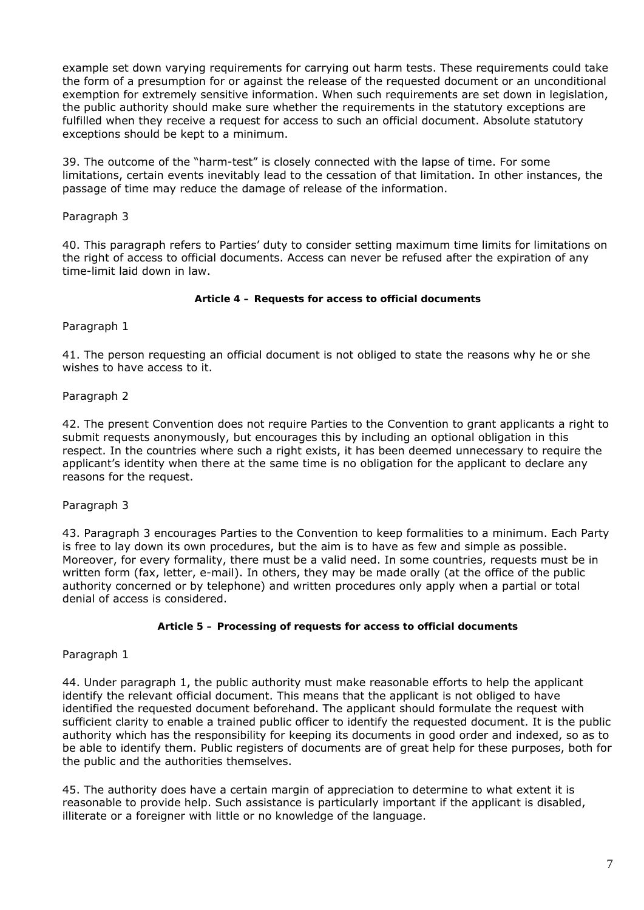example set down varying requirements for carrying out harm tests. These requirements could take the form of a presumption for or against the release of the requested document or an unconditional exemption for extremely sensitive information. When such requirements are set down in legislation, the public authority should make sure whether the requirements in the statutory exceptions are fulfilled when they receive a request for access to such an official document. Absolute statutory exceptions should be kept to a minimum.

39. The outcome of the "harm-test" is closely connected with the lapse of time. For some limitations, certain events inevitably lead to the cessation of that limitation. In other instances, the passage of time may reduce the damage of release of the information.

Paragraph 3

40. This paragraph refers to Parties' duty to consider setting maximum time limits for limitations on the right of access to official documents. Access can never be refused after the expiration of any time-limit laid down in law.

#### Article 4 – Requests for access to official documents

Paragraph 1

41. The person requesting an official document is not obliged to state the reasons why he or she wishes to have access to it.

Paragraph 2

42. The present Convention does not require Parties to the Convention to grant applicants a right to submit requests anonymously, but encourages this by including an optional obligation in this respect. In the countries where such a right exists, it has been deemed unnecessary to require the applicant's identity when there at the same time is no obligation for the applicant to declare any reasons for the request.

Paragraph 3

43. Paragraph 3 encourages Parties to the Convention to keep formalities to a minimum. Each Party is free to lay down its own procedures, but the aim is to have as few and simple as possible. Moreover, for every formality, there must be a valid need. In some countries, requests must be in written form (fax, letter, e-mail). In others, they may be made orally (at the office of the public authority concerned or by telephone) and written procedures only apply when a partial or total denial of access is considered.

#### Article 5 – Processing of requests for access to official documents

Paragraph 1

44. Under paragraph 1, the public authority must make reasonable efforts to help the applicant identify the relevant official document. This means that the applicant is not obliged to have identified the requested document beforehand. The applicant should formulate the request with sufficient clarity to enable a trained public officer to identify the requested document. It is the public authority which has the responsibility for keeping its documents in good order and indexed, so as to be able to identify them. Public registers of documents are of great help for these purposes, both for the public and the authorities themselves.

45. The authority does have a certain margin of appreciation to determine to what extent it is reasonable to provide help. Such assistance is particularly important if the applicant is disabled, illiterate or a foreigner with little or no knowledge of the language.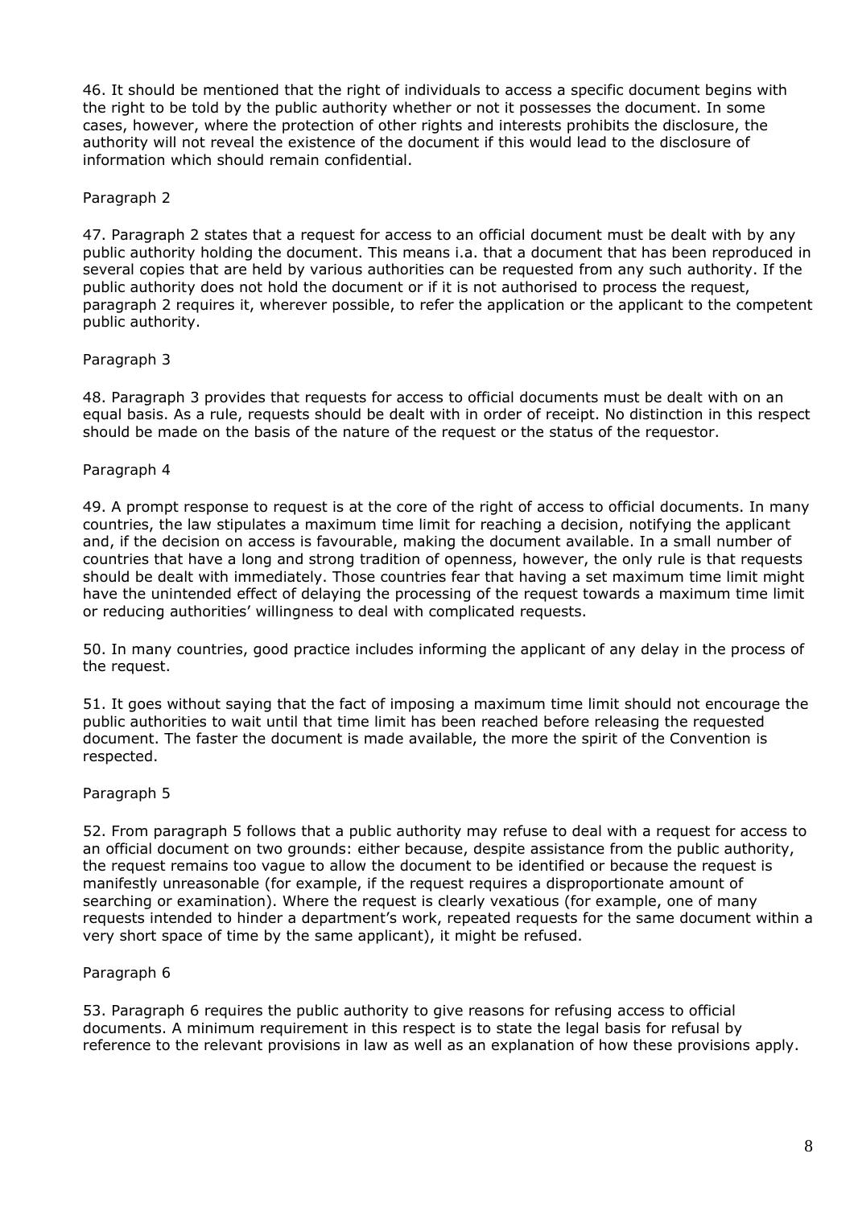46. It should be mentioned that the right of individuals to access a specific document begins with the right to be told by the public authority whether or not it possesses the document. In some cases, however, where the protection of other rights and interests prohibits the disclosure, the authority will not reveal the existence of the document if this would lead to the disclosure of information which should remain confidential.

Paragraph 2

47. Paragraph 2 states that a request for access to an official document must be dealt with by any public authority holding the document. This means i.a. that a document that has been reproduced in several copies that are held by various authorities can be requested from any such authority. If the public authority does not hold the document or if it is not authorised to process the request, paragraph 2 requires it, wherever possible, to refer the application or the applicant to the competent public authority.

Paragraph 3

48. Paragraph 3 provides that requests for access to official documents must be dealt with on an equal basis. As a rule, requests should be dealt with in order of receipt. No distinction in this respect should be made on the basis of the nature of the request or the status of the requestor.

Paragraph 4

49. A prompt response to request is at the core of the right of access to official documents. In many countries, the law stipulates a maximum time limit for reaching a decision, notifying the applicant and, if the decision on access is favourable, making the document available. In a small number of countries that have a long and strong tradition of openness, however, the only rule is that requests should be dealt with immediately. Those countries fear that having a set maximum time limit might have the unintended effect of delaying the processing of the request towards a maximum time limit or reducing authorities' willingness to deal with complicated requests.

50. In many countries, good practice includes informing the applicant of any delay in the process of the request.

51. It goes without saying that the fact of imposing a maximum time limit should not encourage the public authorities to wait until that time limit has been reached before releasing the requested document. The faster the document is made available, the more the spirit of the Convention is respected.

Paragraph 5

52. From paragraph 5 follows that a public authority may refuse to deal with a request for access to an official document on two grounds: either because, despite assistance from the public authority, the request remains too vague to allow the document to be identified or because the request is manifestly unreasonable (for example, if the request requires a disproportionate amount of searching or examination). Where the request is clearly vexatious (for example, one of many requests intended to hinder a department's work, repeated requests for the same document within a very short space of time by the same applicant), it might be refused.

Paragraph 6

53. Paragraph 6 requires the public authority to give reasons for refusing access to official documents. A minimum requirement in this respect is to state the legal basis for refusal by reference to the relevant provisions in law as well as an explanation of how these provisions apply.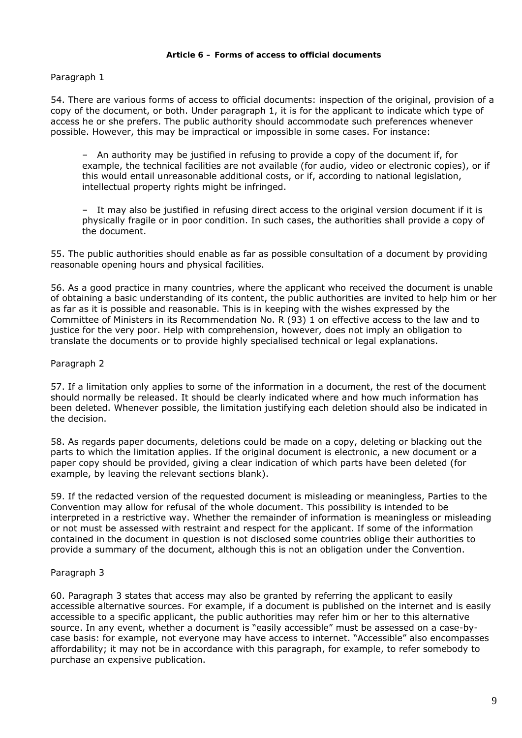### Article 6 – Forms of access to official documents

Paragraph 1

54. There are various forms of access to official documents: inspection of the original, provision of a copy of the document, or both. Under paragraph 1, it is for the applicant to indicate which type of access he or she prefers. The public authority should accommodate such preferences whenever possible. However, this may be impractical or impossible in some cases. For instance:

– An authority may be justified in refusing to provide a copy of the document if, for example, the technical facilities are not available (for audio, video or electronic copies), or if this would entail unreasonable additional costs, or if, according to national legislation, intellectual property rights might be infringed.

– It may also be justified in refusing direct access to the original version document if it is physically fragile or in poor condition. In such cases, the authorities shall provide a copy of the document.

55. The public authorities should enable as far as possible consultation of a document by providing reasonable opening hours and physical facilities.

56. As a good practice in many countries, where the applicant who received the document is unable of obtaining a basic understanding of its content, the public authorities are invited to help him or her as far as it is possible and reasonable. This is in keeping with the wishes expressed by the Committee of Ministers in its Recommendation No. R (93) 1 on effective access to the law and to justice for the very poor. Help with comprehension, however, does not imply an obligation to translate the documents or to provide highly specialised technical or legal explanations.

Paragraph 2

57. If a limitation only applies to some of the information in a document, the rest of the document should normally be released. It should be clearly indicated where and how much information has been deleted. Whenever possible, the limitation justifying each deletion should also be indicated in the decision.

58. As regards paper documents, deletions could be made on a copy, deleting or blacking out the parts to which the limitation applies. If the original document is electronic, a new document or a paper copy should be provided, giving a clear indication of which parts have been deleted (for example, by leaving the relevant sections blank).

59. If the redacted version of the requested document is misleading or meaningless, Parties to the Convention may allow for refusal of the whole document. This possibility is intended to be interpreted in a restrictive way. Whether the remainder of information is meaningless or misleading or not must be assessed with restraint and respect for the applicant. If some of the information contained in the document in question is not disclosed some countries oblige their authorities to provide a summary of the document, although this is not an obligation under the Convention.

Paragraph 3

60. Paragraph 3 states that access may also be granted by referring the applicant to easily accessible alternative sources. For example, if a document is published on the internet and is easily accessible to a specific applicant, the public authorities may refer him or her to this alternative source. In any event, whether a document is "easily accessible" must be assessed on a case-by-case basis: for example, not everyone may have access to internet. "Accessible" also encompasses affordability; it may not be in accordance with this paragraph, for example, to refer somebody to purchase an expensive publication.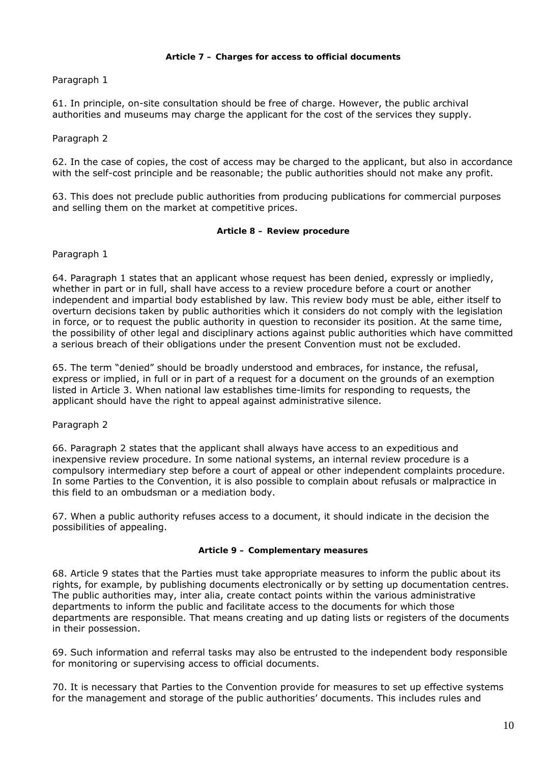### Article 7 – Charges for access to official documents

Paragraph 1

61. In principle, on-site consultation should be free of charge. However, the public archival authorities and museums may charge the applicant for the cost of the services they supply.

Paragraph 2

62. In the case of copies, the cost of access may be charged to the applicant, but also in accordance with the self-cost principle and be reasonable; the public authorities should not make any profit.

63. This does not preclude public authorities from producing publications for commercial purposes and selling them on the market at competitive prices.

### Article 8 – Review procedure

Paragraph 1

64. Paragraph 1 states that an applicant whose request has been denied, expressly or impliedly, whether in part or in full, shall have access to a review procedure before a court or another independent and impartial body established by law. This review body must be able, either itself to overturn decisions taken by public authorities which it considers do not comply with the legislation in force, or to request the public authority in question to reconsider its position. At the same time, the possibility of other legal and disciplinary actions against public authorities which have committed a serious breach of their obligations under the present Convention must not be excluded.

65. The term "denied" should be broadly understood and embraces, for instance, the refusal, express or implied, in full or in part of a request for a document on the grounds of an exemption listed in Article 3. When national law establishes time-limits for responding to requests, the applicant should have the right to appeal against administrative silence.

Paragraph 2

66. Paragraph 2 states that the applicant shall always have access to an expeditious and inexpensive review procedure. In some national systems, an internal review procedure is a compulsory intermediary step before a court of appeal or other independent complaints procedure. In some Parties to the Convention, it is also possible to complain about refusals or malpractice in this field to an ombudsman or a mediation body.

67. When a public authority refuses access to a document, it should indicate in the decision the possibilities of appealing.

### Article 9 – Complementary measures

68. Article 9 states that the Parties must take appropriate measures to inform the public about its rights, for example, by publishing documents electronically or by setting up documentation centres. The public authorities may, inter alia, create contact points within the various administrative departments to inform the public and facilitate access to the documents for which those departments are responsible. That means creating and up dating lists or registers of the documents in their possession.

69. Such information and referral tasks may also be entrusted to the independent body responsible for monitoring or supervising access to official documents.

70. It is necessary that Parties to the Convention provide for measures to set up effective systems for the management and storage of the public authorities' documents. This includes rules and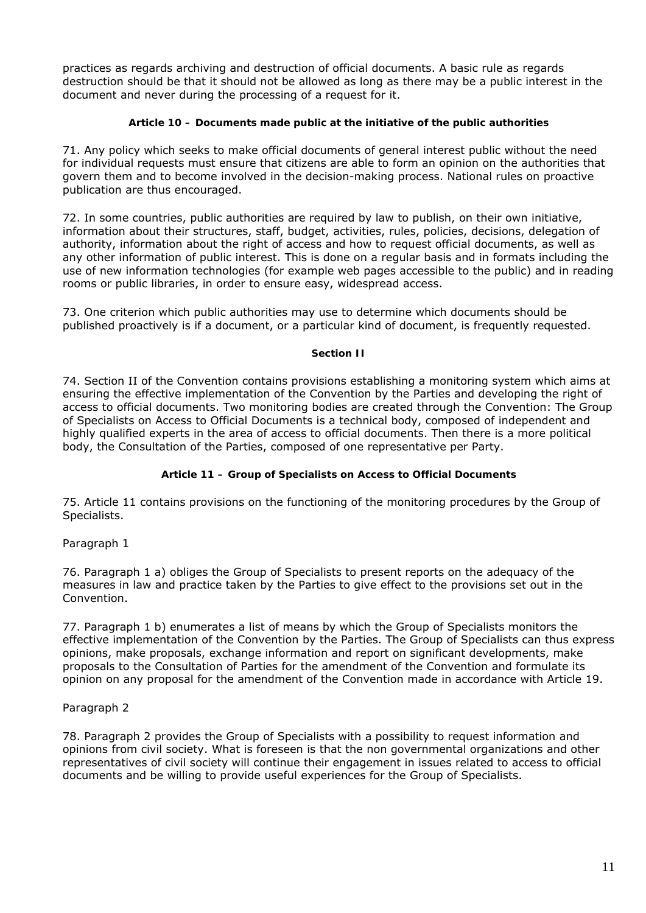practices as regards archiving and destruction of official documents. A basic rule as regards destruction should be that it should not be allowed as long as there may be a public interest in the document and never during the processing of a request for it.

### Article 10 – Documents made public at the initiative of the public authorities

71. Any policy which seeks to make official documents of general interest public without the need for individual requests must ensure that citizens are able to form an opinion on the authorities that govern them and to become involved in the decision-making process. National rules on proactive publication are thus encouraged.

72. In some countries, public authorities are required by law to publish, on their own initiative, information about their structures, staff, budget, activities, rules, policies, decisions, delegation of authority, information about the right of access and how to request official documents, as well as any other information of public interest. This is done on a regular basis and in formats including the use of new information technologies (for example web pages accessible to the public) and in reading rooms or public libraries, in order to ensure easy, widespread access.

73. One criterion which public authorities may use to determine which documents should be published proactively is if a document, or a particular kind of document, is frequently requested.

### Section II

74. Section II of the Convention contains provisions establishing a monitoring system which aims at ensuring the effective implementation of the Convention by the Parties and developing the right of access to official documents. Two monitoring bodies are created through the Convention: The Group of Specialists on Access to Official Documents is a technical body, composed of independent and highly qualified experts in the area of access to official documents. Then there is a more political body, the Consultation of the Parties, composed of one representative per Party.

### Article 11 – Group of Specialists on Access to Official Documents

75. Article 11 contains provisions on the functioning of the monitoring procedures by the Group of Specialists.

Paragraph 1

76. Paragraph 1 a) obliges the Group of Specialists to present reports on the adequacy of the measures in law and practice taken by the Parties to give effect to the provisions set out in the Convention.

77. Paragraph 1 b) enumerates a list of means by which the Group of Specialists monitors the effective implementation of the Convention by the Parties. The Group of Specialists can thus express opinions, make proposals, exchange information and report on significant developments, make proposals to the Consultation of Parties for the amendment of the Convention and formulate its opinion on any proposal for the amendment of the Convention made in accordance with Article 19.

Paragraph 2

78. Paragraph 2 provides the Group of Specialists with a possibility to request information and opinions from civil society. What is foreseen is that the non governmental organizations and other representatives of civil society will continue their engagement in issues related to access to official documents and be willing to provide useful experiences for the Group of Specialists.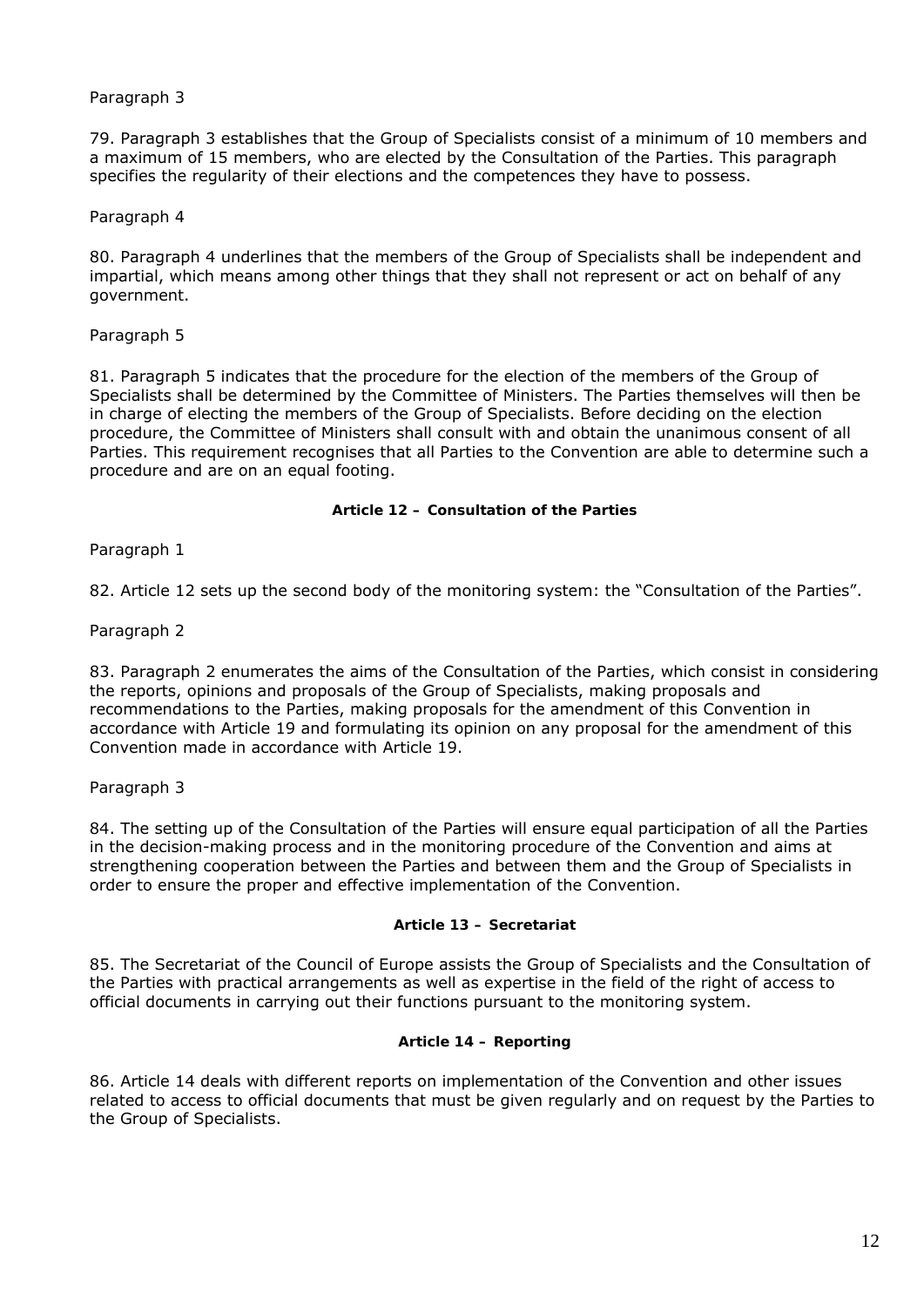Paragraph 3

79. Paragraph 3 establishes that the Group of Specialists consist of a minimum of 10 members and a maximum of 15 members, who are elected by the Consultation of the Parties. This paragraph specifies the regularity of their elections and the competences they have to possess.

Paragraph 4

80. Paragraph 4 underlines that the members of the Group of Specialists shall be independent and impartial, which means among other things that they shall not represent or act on behalf of any government.

Paragraph 5

81. Paragraph 5 indicates that the procedure for the election of the members of the Group of Specialists shall be determined by the Committee of Ministers. The Parties themselves will then be in charge of electing the members of the Group of Specialists. Before deciding on the election procedure, the Committee of Ministers shall consult with and obtain the unanimous consent of all Parties. This requirement recognises that all Parties to the Convention are able to determine such a procedure and are on an equal footing.

#### Article 12 – Consultation of the Parties

Paragraph 1

82. Article 12 sets up the second body of the monitoring system: the "Consultation of the Parties".

Paragraph 2

83. Paragraph 2 enumerates the aims of the Consultation of the Parties, which consist in considering the reports, opinions and proposals of the Group of Specialists, making proposals and recommendations to the Parties, making proposals for the amendment of this Convention in accordance with Article 19 and formulating its opinion on any proposal for the amendment of this Convention made in accordance with Article 19.

Paragraph 3

84. The setting up of the Consultation of the Parties will ensure equal participation of all the Parties in the decision-making process and in the monitoring procedure of the Convention and aims at strengthening cooperation between the Parties and between them and the Group of Specialists in order to ensure the proper and effective implementation of the Convention.

#### Article 13 – Secretariat

85. The Secretariat of the Council of Europe assists the Group of Specialists and the Consultation of the Parties with practical arrangements as well as expertise in the field of the right of access to official documents in carrying out their functions pursuant to the monitoring system.

#### Article 14 – Reporting

86. Article 14 deals with different reports on implementation of the Convention and other issues related to access to official documents that must be given regularly and on request by the Parties to the Group of Specialists.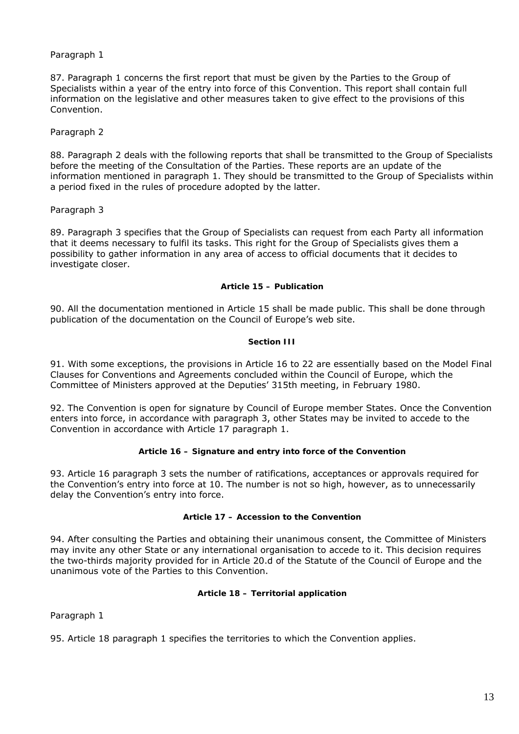Paragraph 1

87. Paragraph 1 concerns the first report that must be given by the Parties to the Group of Specialists within a year of the entry into force of this Convention. This report shall contain full information on the legislative and other measures taken to give effect to the provisions of this Convention.

Paragraph 2

88. Paragraph 2 deals with the following reports that shall be transmitted to the Group of Specialists before the meeting of the Consultation of the Parties. These reports are an update of the information mentioned in paragraph 1. They should be transmitted to the Group of Specialists within a period fixed in the rules of procedure adopted by the latter.

Paragraph 3

89. Paragraph 3 specifies that the Group of Specialists can request from each Party all information that it deems necessary to fulfil its tasks. This right for the Group of Specialists gives them a possibility to gather information in any area of access to official documents that it decides to investigate closer.

**Article 15 – Publication**

90. All the documentation mentioned in Article 15 shall be made public. This shall be done through publication of the documentation on the Council of Europe's web site.

**Section III**

91. With some exceptions, the provisions in Article 16 to 22 are essentially based on the Model Final Clauses for Conventions and Agreements concluded within the Council of Europe, which the Committee of Ministers approved at the Deputies' 315th meeting, in February 1980.

92. The Convention is open for signature by Council of Europe member States. Once the Convention enters into force, in accordance with paragraph 3, other States may be invited to accede to the Convention in accordance with Article 17 paragraph 1.

**Article 16 – Signature and entry into force of the Convention**

93. Article 16 paragraph 3 sets the number of ratifications, acceptances or approvals required for the Convention's entry into force at 10. The number is not so high, however, as to unnecessarily delay the Convention's entry into force.

**Article 17 – Accession to the Convention**

94. After consulting the Parties and obtaining their unanimous consent, the Committee of Ministers may invite any other State or any international organisation to accede to it. This decision requires the two-thirds majority provided for in Article 20.d of the Statute of the Council of Europe and the unanimous vote of the Parties to this Convention.

**Article 18 – Territorial application**

Paragraph 1

95. Article 18 paragraph 1 specifies the territories to which the Convention applies.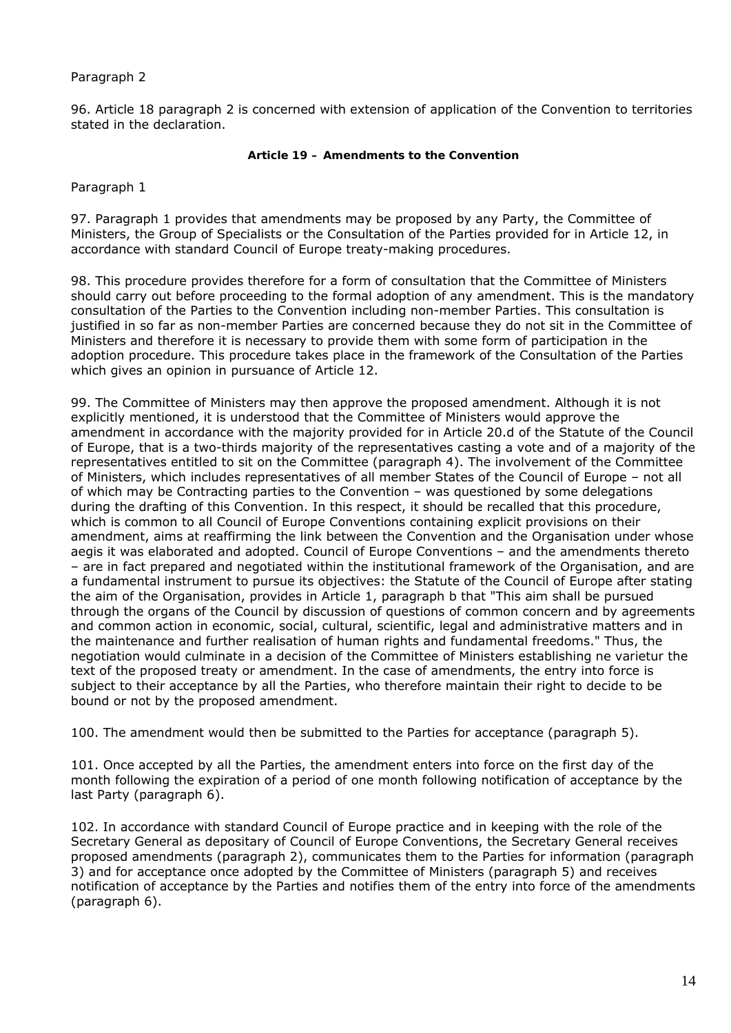Paragraph 2

96. Article 18 paragraph 2 is concerned with extension of application of the Convention to territories stated in the declaration.

**Article 19 – Amendments to the Convention**

Paragraph 1

97. Paragraph 1 provides that amendments may be proposed by any Party, the Committee of Ministers, the Group of Specialists or the Consultation of the Parties provided for in Article 12, in accordance with standard Council of Europe treaty-making procedures.

98. This procedure provides therefore for a form of consultation that the Committee of Ministers should carry out before proceeding to the formal adoption of any amendment. This is the mandatory consultation of the Parties to the Convention including non-member Parties. This consultation is justified in so far as non-member Parties are concerned because they do not sit in the Committee of Ministers and therefore it is necessary to provide them with some form of participation in the adoption procedure. This procedure takes place in the framework of the Consultation of the Parties which gives an opinion in pursuance of Article 12.

99. The Committee of Ministers may then approve the proposed amendment. Although it is not explicitly mentioned, it is understood that the Committee of Ministers would approve the amendment in accordance with the majority provided for in Article 20.d of the Statute of the Council of Europe, that is a two-thirds majority of the representatives casting a vote and of a majority of the representatives entitled to sit on the Committee (paragraph 4). The involvement of the Committee of Ministers, which includes representatives of all member States of the Council of Europe – not all of which may be Contracting parties to the Convention – was questioned by some delegations during the drafting of this Convention. In this respect, it should be recalled that this procedure, which is common to all Council of Europe Conventions containing explicit provisions on their amendment, aims at reaffirming the link between the Convention and the Organisation under whose aegis it was elaborated and adopted. Council of Europe Conventions – and the amendments thereto – are in fact prepared and negotiated within the institutional framework of the Organisation, and are a fundamental instrument to pursue its objectives: the Statute of the Council of Europe after stating the aim of the Organisation, provides in Article 1, paragraph b that "This aim shall be pursued through the organs of the Council by discussion of questions of common concern and by agreements and common action in economic, social, cultural, scientific, legal and administrative matters and in the maintenance and further realisation of human rights and fundamental freedoms." Thus, the negotiation would culminate in a decision of the Committee of Ministers establishing ne varietur the text of the proposed treaty or amendment. In the case of amendments, the entry into force is subject to their acceptance by all the Parties, who therefore maintain their right to decide to be bound or not by the proposed amendment.

100. The amendment would then be submitted to the Parties for acceptance (paragraph 5).

101. Once accepted by all the Parties, the amendment enters into force on the first day of the month following the expiration of a period of one month following notification of acceptance by the last Party (paragraph 6).

102. In accordance with standard Council of Europe practice and in keeping with the role of the Secretary General as depositary of Council of Europe Conventions, the Secretary General receives proposed amendments (paragraph 2), communicates them to the Parties for information (paragraph 3) and for acceptance once adopted by the Committee of Ministers (paragraph 5) and receives notification of acceptance by the Parties and notifies them of the entry into force of the amendments (paragraph 6).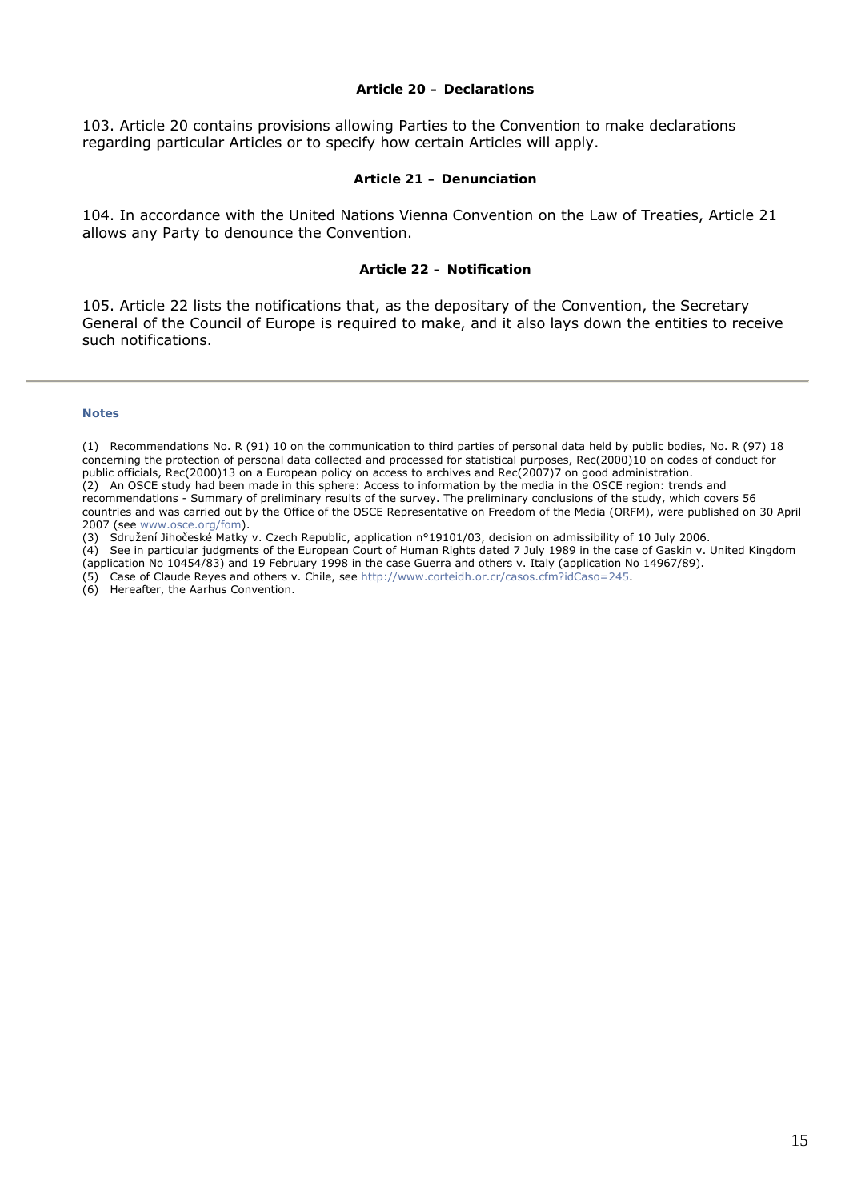#### Article 20 – Declarations

103. Article 20 contains provisions allowing Parties to the Convention to make declarations regarding particular Articles or to specify how certain Articles will apply.

#### Article 21 – Denunciation

104. In accordance with the United Nations Vienna Convention on the Law of Treaties, Article 21 allows any Party to denounce the Convention.

#### Article 22 – Notification

105. Article 22 lists the notifications that, as the depositary of the Convention, the Secretary General of the Council of Europe is required to make, and it also lays down the entities to receive such notifications.

---

**Notes**

(1) Recommendations No. R (91) 10 on the communication to third parties of personal data held by public bodies, No. R (97) 18 concerning the protection of personal data collected and processed for statistical purposes, Rec(2000)10 on codes of conduct for public officials, Rec(2000)13 on a European policy on access to archives and Rec(2007)7 on good administration.

(2) An OSCE study had been made in this sphere: Access to information by the media in the OSCE region: trends and recommendations - Summary of preliminary results of the survey. The preliminary conclusions of the study, which covers 56 countries and was carried out by the Office of the OSCE Representative on Freedom of the Media (ORFM), were published on 30 April 2007 (see www.osce.org/fom).

(3) Sdružení Jihočeské Matky v. Czech Republic, application n°19101/03, decision on admissibility of 10 July 2006.

(4) See in particular judgments of the European Court of Human Rights dated 7 July 1989 in the case of Gaskin v. United Kingdom (application No 10454/83) and 19 February 1998 in the case Guerra and others v. Italy (application No 14967/89).

(5) Case of Claude Reyes and others v. Chile, see http://www.corteidh.or.cr/casos.cfm?idCaso=245.

(6) Hereafter, the Aarhus Convention.